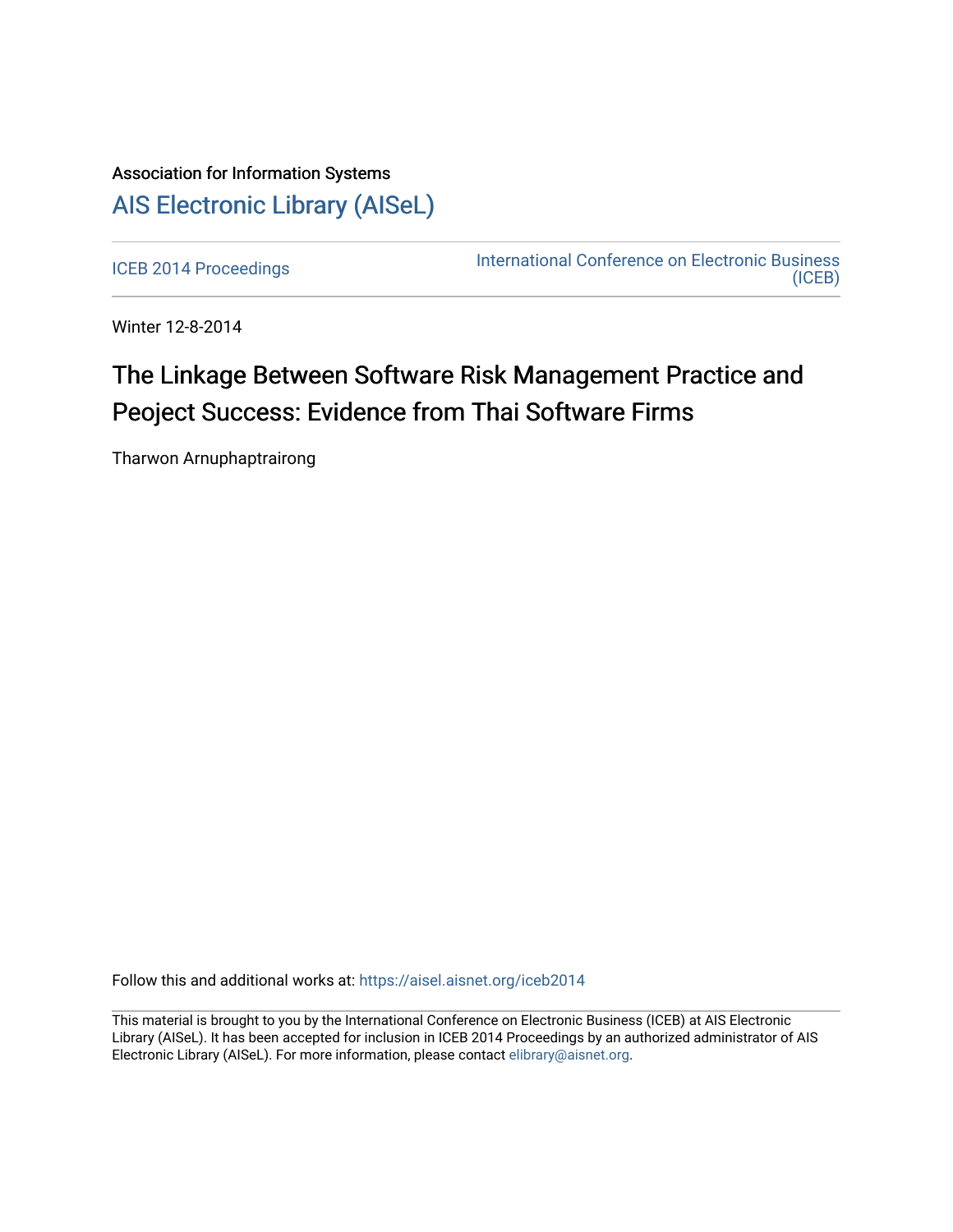Association for Information Systems

# AIS Electronic Library (AISeL)

ICEB 2014 Proceedings

International Conference on Electronic Business (ICEB)

Winter 12-8-2014

## The Linkage Between Software Risk Management Practice and Peoject Success: Evidence from Thai Software Firms

Tharwon Arnuphaptrairong

Follow this and additional works at: https://aisel.aisnet.org/iceb2014

This material is brought to you by the International Conference on Electronic Business (ICEB) at AIS Electronic Library (AISeL). It has been accepted for inclusion in ICEB 2014 Proceedings by an authorized administrator of AIS Electronic Library (AISeL). For more information, please contact elibrary@aisnet.org.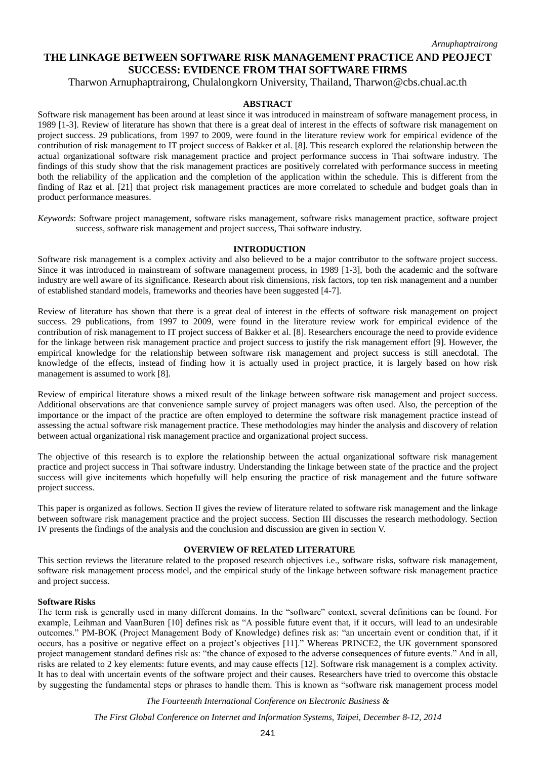# THE LINKAGE BETWEEN SOFTWARE RISK MANAGEMENT PRACTICE AND PEOJECT SUCCESS: EVIDENCE FROM THAI SOFTWARE FIRMS

Tharwon Arnuphaptrairong, Chulalongkorn University, Thailand, Tharwon@cbs.chual.ac.th

## ABSTRACT

Software risk management has been around at least since it was introduced in mainstream of software management process, in 1989 [1-3]. Review of literature has shown that there is a great deal of interest in the effects of software risk management on project success. 29 publications, from 1997 to 2009, were found in the literature review work for empirical evidence of the contribution of risk management to IT project success of Bakker et al. [8]. This research explored the relationship between the actual organizational software risk management practice and project performance success in Thai software industry. The findings of this study show that the risk management practices are positively correlated with performance success in meeting both the reliability of the application and the completion of the application within the schedule. This is different from the finding of Raz et al. [21] that project risk management practices are more correlated to schedule and budget goals than in product performance measures.

*Keywords*: Software project management, software risks management, software risks management practice, software project success, software risk management and project success, Thai software industry.

## INTRODUCTION

Software risk management is a complex activity and also believed to be a major contributor to the software project success. Since it was introduced in mainstream of software management process, in 1989 [1-3], both the academic and the software industry are well aware of its significance. Research about risk dimensions, risk factors, top ten risk management and a number of established standard models, frameworks and theories have been suggested [4-7].

Review of literature has shown that there is a great deal of interest in the effects of software risk management on project success. 29 publications, from 1997 to 2009, were found in the literature review work for empirical evidence of the contribution of risk management to IT project success of Bakker et al. [8]. Researchers encourage the need to provide evidence for the linkage between risk management practice and project success to justify the risk management effort [9]. However, the empirical knowledge for the relationship between software risk management and project success is still anecdotal. The knowledge of the effects, instead of finding how it is actually used in project practice, it is largely based on how risk management is assumed to work [8].

Review of empirical literature shows a mixed result of the linkage between software risk management and project success. Additional observations are that convenience sample survey of project managers was often used. Also, the perception of the importance or the impact of the practice are often employed to determine the software risk management practice instead of assessing the actual software risk management practice. These methodologies may hinder the analysis and discovery of relation between actual organizational risk management practice and organizational project success.

The objective of this research is to explore the relationship between the actual organizational software risk management practice and project success in Thai software industry. Understanding the linkage between state of the practice and the project success will give incitements which hopefully will help ensuring the practice of risk management and the future software project success.

This paper is organized as follows. Section II gives the review of literature related to software risk management and the linkage between software risk management practice and the project success. Section III discusses the research methodology. Section IV presents the findings of the analysis and the conclusion and discussion are given in section V.

## OVERVIEW OF RELATED LITERATURE

This section reviews the literature related to the proposed research objectives i.e., software risks, software risk management, software risk management process model, and the empirical study of the linkage between software risk management practice and project success.

### Software Risks

The term risk is generally used in many different domains. In the "software" context, several definitions can be found. For example, Leihman and VaanBuren [10] defines risk as "A possible future event that, if it occurs, will lead to an undesirable outcomes." PM-BOK (Project Management Body of Knowledge) defines risk as: "an uncertain event or condition that, if it occurs, has a positive or negative effect on a project's objectives [11]." Whereas PRINCE2, the UK government sponsored project management standard defines risk as: "the chance of exposed to the adverse consequences of future events." And in all, risks are related to 2 key elements: future events, and may cause effects [12]. Software risk management is a complex activity. It has to deal with uncertain events of the software project and their causes. Researchers have tried to overcome this obstacle by suggesting the fundamental steps or phrases to handle them. This is known as "software risk management process model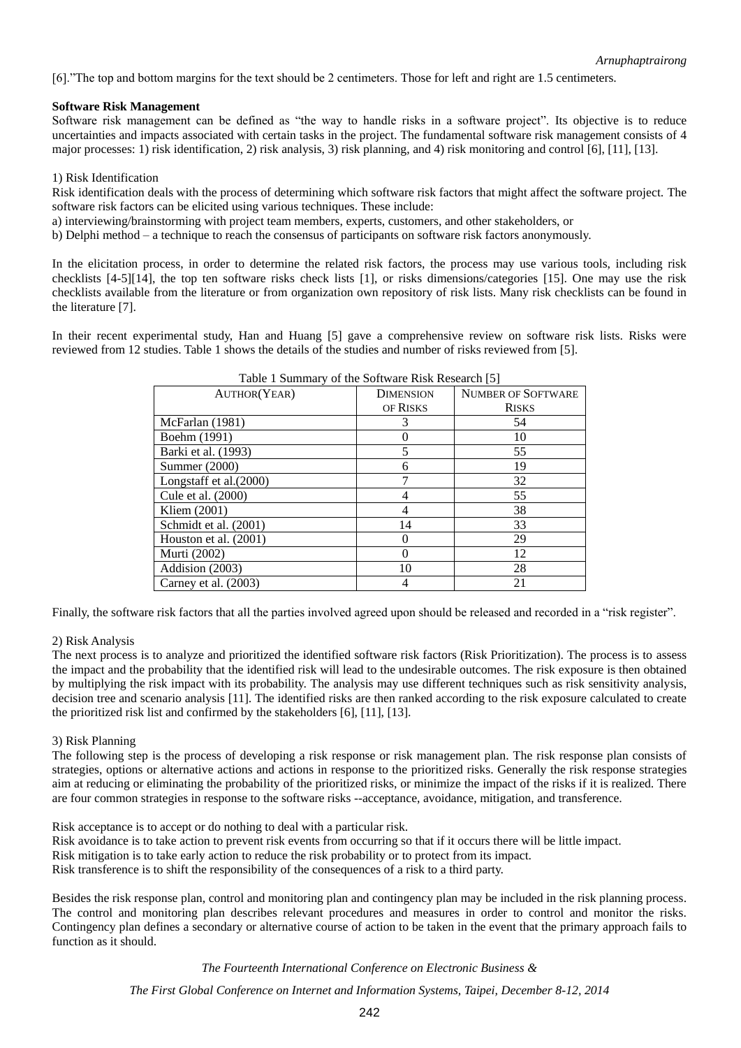[6]."The top and bottom margins for the text should be 2 centimeters. Those for left and right are 1.5 centimeters.

**Software Risk Management**

Software risk management can be defined as "the way to handle risks in a software project". Its objective is to reduce uncertainties and impacts associated with certain tasks in the project. The fundamental software risk management consists of 4 major processes: 1) risk identification, 2) risk analysis, 3) risk planning, and 4) risk monitoring and control [6], [11], [13].

1) Risk Identification

Risk identification deals with the process of determining which software risk factors that might affect the software project. The software risk factors can be elicited using various techniques. These include:

a) interviewing/brainstorming with project team members, experts, customers, and other stakeholders, or

b) Delphi method – a technique to reach the consensus of participants on software risk factors anonymously.

In the elicitation process, in order to determine the related risk factors, the process may use various tools, including risk checklists [4-5][14], the top ten software risks check lists [1], or risks dimensions/categories [15]. One may use the risk checklists available from the literature or from organization own repository of risk lists. Many risk checklists can be found in the literature [7].

In their recent experimental study, Han and Huang [5] gave a comprehensive review on software risk lists. Risks were reviewed from 12 studies. Table 1 shows the details of the studies and number of risks reviewed from [5].

Table 1 Summary of the Software Risk Research [5]

| Author(Year) | Dimension of Risks | Number of Software Risks |
|---|---|---|
| McFarlan (1981) | 3 | 54 |
| Boehm (1991) | 0 | 10 |
| Barki et al. (1993) | 5 | 55 |
| Summer (2000) | 6 | 19 |
| Longstaff et al.(2000) | 7 | 32 |
| Cule et al. (2000) | 4 | 55 |
| Kliem (2001) | 4 | 38 |
| Schmidt et al. (2001) | 14 | 33 |
| Houston et al. (2001) | 0 | 29 |
| Murti (2002) | 0 | 12 |
| Addision (2003) | 10 | 28 |
| Carney et al. (2003) | 4 | 21 |

Finally, the software risk factors that all the parties involved agreed upon should be released and recorded in a "risk register".

2) Risk Analysis

The next process is to analyze and prioritized the identified software risk factors (Risk Prioritization). The process is to assess the impact and the probability that the identified risk will lead to the undesirable outcomes. The risk exposure is then obtained by multiplying the risk impact with its probability. The analysis may use different techniques such as risk sensitivity analysis, decision tree and scenario analysis [11]. The identified risks are then ranked according to the risk exposure calculated to create the prioritized risk list and confirmed by the stakeholders [6], [11], [13].

3) Risk Planning

The following step is the process of developing a risk response or risk management plan. The risk response plan consists of strategies, options or alternative actions and actions in response to the prioritized risks. Generally the risk response strategies aim at reducing or eliminating the probability of the prioritized risks, or minimize the impact of the risks if it is realized. There are four common strategies in response to the software risks --acceptance, avoidance, mitigation, and transference.

Risk acceptance is to accept or do nothing to deal with a particular risk.

Risk avoidance is to take action to prevent risk events from occurring so that if it occurs there will be little impact.

Risk mitigation is to take early action to reduce the risk probability or to protect from its impact.

Risk transference is to shift the responsibility of the consequences of a risk to a third party.

Besides the risk response plan, control and monitoring plan and contingency plan may be included in the risk planning process. The control and monitoring plan describes relevant procedures and measures in order to control and monitor the risks. Contingency plan defines a secondary or alternative course of action to be taken in the event that the primary approach fails to function as it should.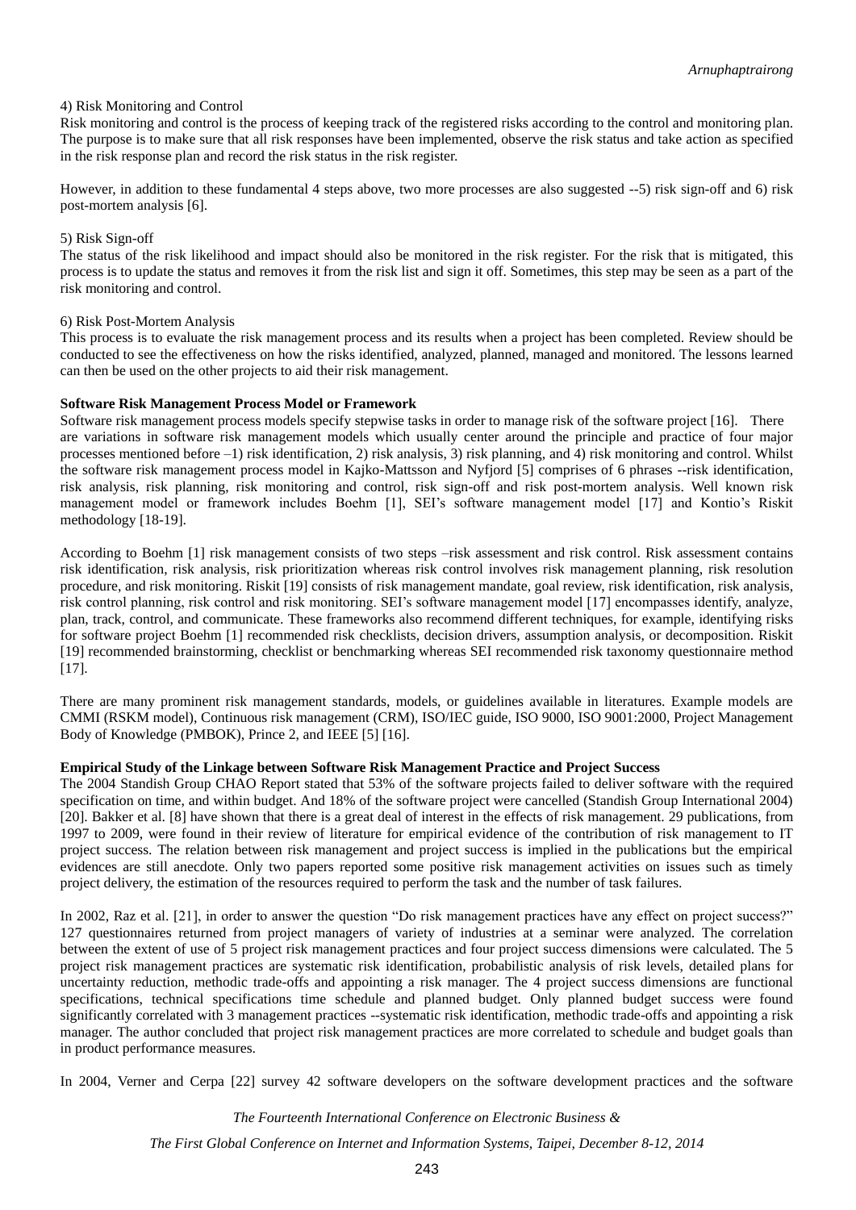4) Risk Monitoring and Control

Risk monitoring and control is the process of keeping track of the registered risks according to the control and monitoring plan. The purpose is to make sure that all risk responses have been implemented, observe the risk status and take action as specified in the risk response plan and record the risk status in the risk register.

However, in addition to these fundamental 4 steps above, two more processes are also suggested --5) risk sign-off and 6) risk post-mortem analysis [6].

5) Risk Sign-off

The status of the risk likelihood and impact should also be monitored in the risk register. For the risk that is mitigated, this process is to update the status and removes it from the risk list and sign it off. Sometimes, this step may be seen as a part of the risk monitoring and control.

6) Risk Post-Mortem Analysis

This process is to evaluate the risk management process and its results when a project has been completed. Review should be conducted to see the effectiveness on how the risks identified, analyzed, planned, managed and monitored. The lessons learned can then be used on the other projects to aid their risk management.

**Software Risk Management Process Model or Framework**

Software risk management process models specify stepwise tasks in order to manage risk of the software project [16]. There are variations in software risk management models which usually center around the principle and practice of four major processes mentioned before –1) risk identification, 2) risk analysis, 3) risk planning, and 4) risk monitoring and control. Whilst the software risk management process model in Kajko-Mattsson and Nyfjord [5] comprises of 6 phrases --risk identification, risk analysis, risk planning, risk monitoring and control, risk sign-off and risk post-mortem analysis. Well known risk management model or framework includes Boehm [1], SEI's software management model [17] and Kontio's Riskit methodology [18-19].

According to Boehm [1] risk management consists of two steps –risk assessment and risk control. Risk assessment contains risk identification, risk analysis, risk prioritization whereas risk control involves risk management planning, risk resolution procedure, and risk monitoring. Riskit [19] consists of risk management mandate, goal review, risk identification, risk analysis, risk control planning, risk control and risk monitoring. SEI's software management model [17] encompasses identify, analyze, plan, track, control, and communicate. These frameworks also recommend different techniques, for example, identifying risks for software project Boehm [1] recommended risk checklists, decision drivers, assumption analysis, or decomposition. Riskit [19] recommended brainstorming, checklist or benchmarking whereas SEI recommended risk taxonomy questionnaire method [17].

There are many prominent risk management standards, models, or guidelines available in literatures. Example models are CMMI (RSKM model), Continuous risk management (CRM), ISO/IEC guide, ISO 9000, ISO 9001:2000, Project Management Body of Knowledge (PMBOK), Prince 2, and IEEE [5] [16].

**Empirical Study of the Linkage between Software Risk Management Practice and Project Success**

The 2004 Standish Group CHAO Report stated that 53% of the software projects failed to deliver software with the required specification on time, and within budget. And 18% of the software project were cancelled (Standish Group International 2004) [20]. Bakker et al. [8] have shown that there is a great deal of interest in the effects of risk management. 29 publications, from 1997 to 2009, were found in their review of literature for empirical evidence of the contribution of risk management to IT project success. The relation between risk management and project success is implied in the publications but the empirical evidences are still anecdote. Only two papers reported some positive risk management activities on issues such as timely project delivery, the estimation of the resources required to perform the task and the number of task failures.

In 2002, Raz et al. [21], in order to answer the question "Do risk management practices have any effect on project success?" 127 questionnaires returned from project managers of variety of industries at a seminar were analyzed. The correlation between the extent of use of 5 project risk management practices and four project success dimensions were calculated. The 5 project risk management practices are systematic risk identification, probabilistic analysis of risk levels, detailed plans for uncertainty reduction, methodic trade-offs and appointing a risk manager. The 4 project success dimensions are functional specifications, technical specifications time schedule and planned budget. Only planned budget success were found significantly correlated with 3 management practices --systematic risk identification, methodic trade-offs and appointing a risk manager. The author concluded that project risk management practices are more correlated to schedule and budget goals than in product performance measures.

In 2004, Verner and Cerpa [22] survey 42 software developers on the software development practices and the software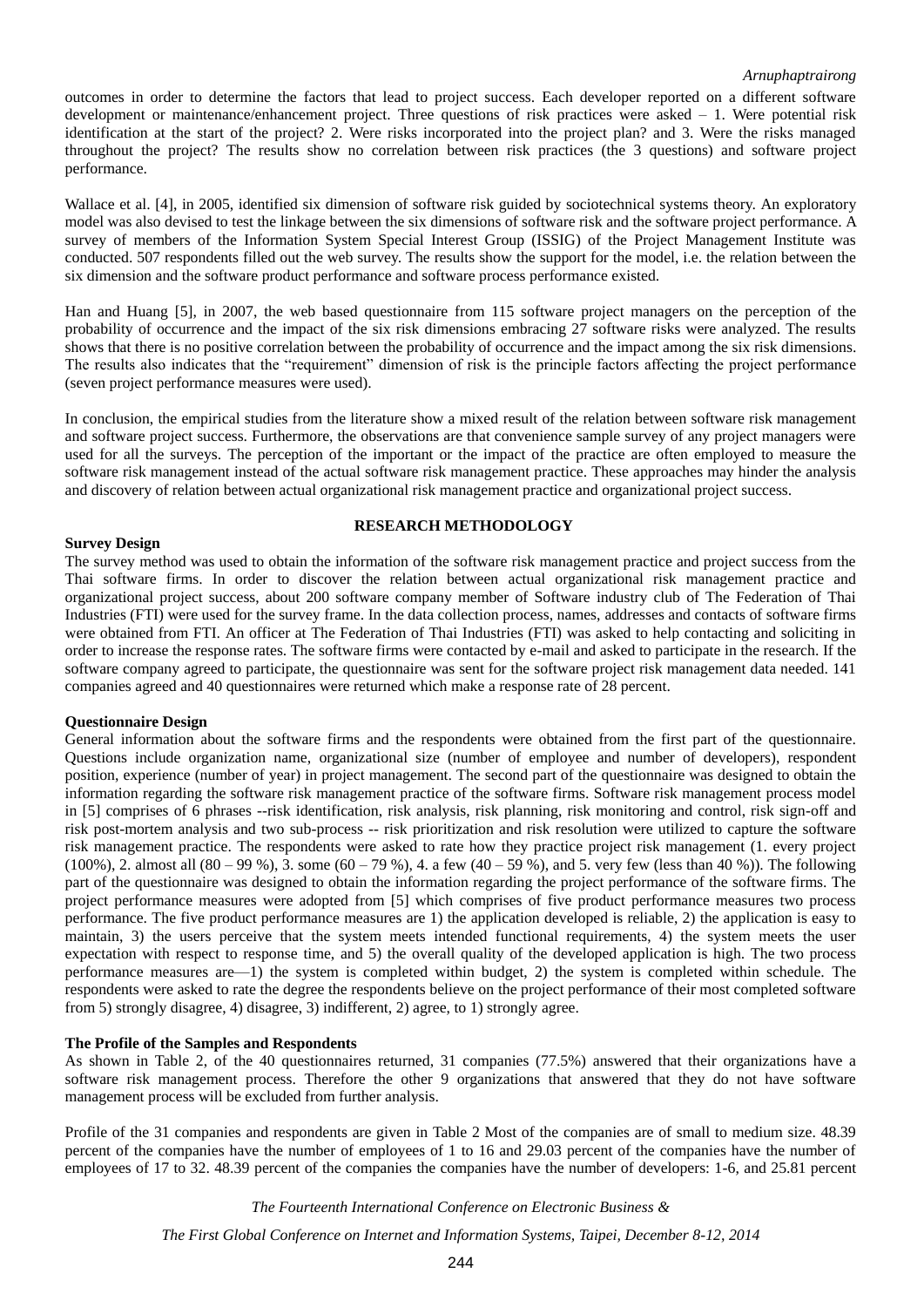outcomes in order to determine the factors that lead to project success. Each developer reported on a different software development or maintenance/enhancement project. Three questions of risk practices were asked – 1. Were potential risk identification at the start of the project? 2. Were risks incorporated into the project plan? and 3. Were the risks managed throughout the project? The results show no correlation between risk practices (the 3 questions) and software project performance.

Wallace et al. [4], in 2005, identified six dimension of software risk guided by sociotechnical systems theory. An exploratory model was also devised to test the linkage between the six dimensions of software risk and the software project performance. A survey of members of the Information System Special Interest Group (ISSIG) of the Project Management Institute was conducted. 507 respondents filled out the web survey. The results show the support for the model, i.e. the relation between the six dimension and the software product performance and software process performance existed.

Han and Huang [5], in 2007, the web based questionnaire from 115 software project managers on the perception of the probability of occurrence and the impact of the six risk dimensions embracing 27 software risks were analyzed. The results shows that there is no positive correlation between the probability of occurrence and the impact among the six risk dimensions. The results also indicates that the "requirement" dimension of risk is the principle factors affecting the project performance (seven project performance measures were used).

In conclusion, the empirical studies from the literature show a mixed result of the relation between software risk management and software project success. Furthermore, the observations are that convenience sample survey of any project managers were used for all the surveys. The perception of the important or the impact of the practice are often employed to measure the software risk management instead of the actual software risk management practice. These approaches may hinder the analysis and discovery of relation between actual organizational risk management practice and organizational project success.

## RESEARCH METHODOLOGY

### Survey Design

The survey method was used to obtain the information of the software risk management practice and project success from the Thai software firms. In order to discover the relation between actual organizational risk management practice and organizational project success, about 200 software company member of Software industry club of The Federation of Thai Industries (FTI) were used for the survey frame. In the data collection process, names, addresses and contacts of software firms were obtained from FTI. An officer at The Federation of Thai Industries (FTI) was asked to help contacting and soliciting in order to increase the response rates. The software firms were contacted by e-mail and asked to participate in the research. If the software company agreed to participate, the questionnaire was sent for the software project risk management data needed. 141 companies agreed and 40 questionnaires were returned which make a response rate of 28 percent.

### Questionnaire Design

General information about the software firms and the respondents were obtained from the first part of the questionnaire. Questions include organization name, organizational size (number of employee and number of developers), respondent position, experience (number of year) in project management. The second part of the questionnaire was designed to obtain the information regarding the software risk management practice of the software firms. Software risk management process model in [5] comprises of 6 phrases --risk identification, risk analysis, risk planning, risk monitoring and control, risk sign-off and risk post-mortem analysis and two sub-process -- risk prioritization and risk resolution were utilized to capture the software risk management practice. The respondents were asked to rate how they practice project risk management (1. every project (100%), 2. almost all (80 – 99 %), 3. some (60 – 79 %), 4. a few (40 – 59 %), and 5. very few (less than 40 %)). The following part of the questionnaire was designed to obtain the information regarding the project performance of the software firms. The project performance measures were adopted from [5] which comprises of five product performance measures two process performance. The five product performance measures are 1) the application developed is reliable, 2) the application is easy to maintain, 3) the users perceive that the system meets intended functional requirements, 4) the system meets the user expectation with respect to response time, and 5) the overall quality of the developed application is high. The two process performance measures are—1) the system is completed within budget, 2) the system is completed within schedule. The respondents were asked to rate the degree the respondents believe on the project performance of their most completed software from 5) strongly disagree, 4) disagree, 3) indifferent, 2) agree, to 1) strongly agree.

### The Profile of the Samples and Respondents

As shown in Table 2, of the 40 questionnaires returned, 31 companies (77.5%) answered that their organizations have a software risk management process. Therefore the other 9 organizations that answered that they do not have software management process will be excluded from further analysis.

Profile of the 31 companies and respondents are given in Table 2 Most of the companies are of small to medium size. 48.39 percent of the companies have the number of employees of 1 to 16 and 29.03 percent of the companies have the number of employees of 17 to 32. 48.39 percent of the companies the companies have the number of developers: 1-6, and 25.81 percent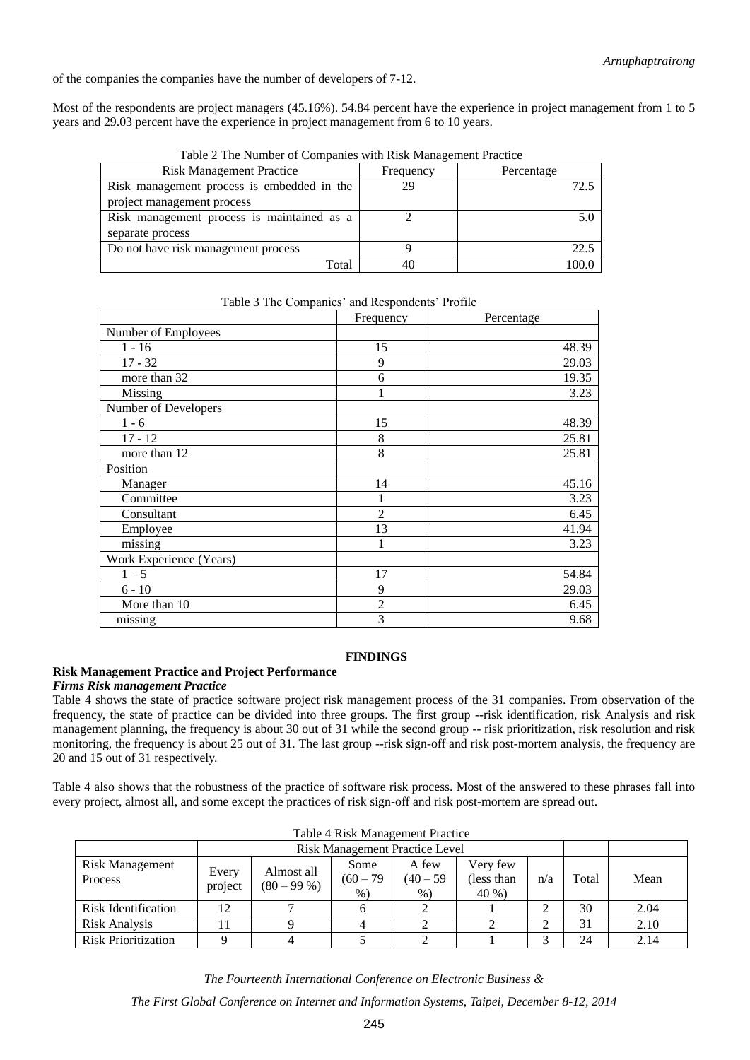of the companies the companies have the number of developers of 7-12.

Most of the respondents are project managers (45.16%). 54.84 percent have the experience in project management from 1 to 5 years and 29.03 percent have the experience in project management from 6 to 10 years.

Table 2 The Number of Companies with Risk Management Practice

| Risk Management Practice | Frequency | Percentage |
|---|---|---|
| Risk management process is embedded in the project management process | 29 | 72.5 |
| Risk management process is maintained as a separate process | 2 | 5.0 |
| Do not have risk management process | 9 | 22.5 |
| Total | 40 | 100.0 |

Table 3 The Companies' and Respondents' Profile

| | Frequency | Percentage |
|---|---|---|
| Number of Employees | | |
| 1 - 16 | 15 | 48.39 |
| 17 - 32 | 9 | 29.03 |
| more than 32 | 6 | 19.35 |
| Missing | 1 | 3.23 |
| Number of Developers | | |
| 1 - 6 | 15 | 48.39 |
| 17 - 12 | 8 | 25.81 |
| more than 12 | 8 | 25.81 |
| Position | | |
| Manager | 14 | 45.16 |
| Committee | 1 | 3.23 |
| Consultant | 2 | 6.45 |
| Employee | 13 | 41.94 |
| missing | 1 | 3.23 |
| Work Experience (Years) | | |
| 1 – 5 | 17 | 54.84 |
| 6 - 10 | 9 | 29.03 |
| More than 10 | 2 | 6.45 |
| missing | 3 | 9.68 |

## FINDINGS

### Risk Management Practice and Project Performance

#### *Firms Risk management Practice*

Table 4 shows the state of practice software project risk management process of the 31 companies. From observation of the frequency, the state of practice can be divided into three groups. The first group --risk identification, risk Analysis and risk management planning, the frequency is about 30 out of 31 while the second group -- risk prioritization, risk resolution and risk monitoring, the frequency is about 25 out of 31. The last group --risk sign-off and risk post-mortem analysis, the frequency are 20 and 15 out of 31 respectively.

Table 4 also shows that the robustness of the practice of software risk process. Most of the answered to these phrases fall into every project, almost all, and some except the practices of risk sign-off and risk post-mortem are spread out.

Table 4 Risk Management Practice

| | Risk Management Practice Level | | | | | | | |
|---|---|---|---|---|---|---|---|---|
| Risk Management Process | Every project | Almost all (80 – 99 %) | Some (60 – 79 %) | A few (40 – 59 %) | Very few (less than 40 %) | n/a | Total | Mean |
| Risk Identification | 12 | 7 | 6 | 2 | 1 | 2 | 30 | 2.04 |
| Risk Analysis | 11 | 9 | 4 | 2 | 2 | 2 | 31 | 2.10 |
| Risk Prioritization | 9 | 4 | 5 | 2 | 1 | 3 | 24 | 2.14 |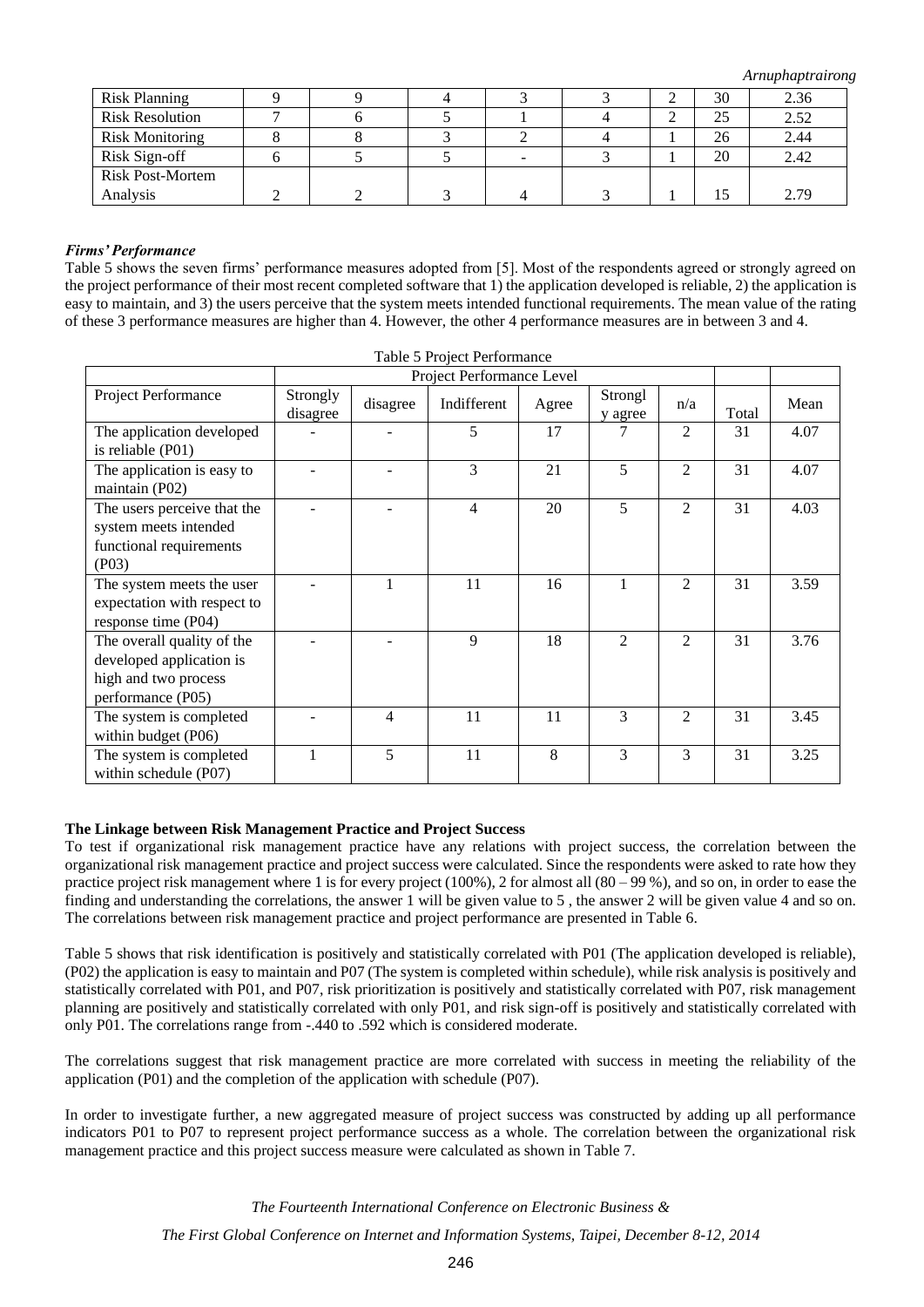| Risk Planning | 9 | 9 | 4 | 3 | 3 | 2 | 30 | 2.36 |
|---|---|---|---|---|---|---|---|---|
| Risk Resolution | 7 | 6 | 5 | 1 | 4 | 2 | 25 | 2.52 |
| Risk Monitoring | 8 | 8 | 3 | 2 | 4 | 1 | 26 | 2.44 |
| Risk Sign-off | 6 | 5 | 5 | - | 3 | 1 | 20 | 2.42 |
| Risk Post-Mortem Analysis | 2 | 2 | 3 | 4 | 3 | 1 | 15 | 2.79 |

### *Firms' Performance*

Table 5 shows the seven firms' performance measures adopted from [5]. Most of the respondents agreed or strongly agreed on the project performance of their most recent completed software that 1) the application developed is reliable, 2) the application is easy to maintain, and 3) the users perceive that the system meets intended functional requirements. The mean value of the rating of these 3 performance measures are higher than 4. However, the other 4 performance measures are in between 3 and 4.

Table 5 Project Performance

| | Project Performance Level | | | | | | | |
|---|---|---|---|---|---|---|---|---|
| Project Performance | Strongly disagree | disagree | Indifferent | Agree | Strongly agree | n/a | Total | Mean |
| The application developed is reliable (P01) | - | - | 5 | 17 | 7 | 2 | 31 | 4.07 |
| The application is easy to maintain (P02) | - | - | 3 | 21 | 5 | 2 | 31 | 4.07 |
| The users perceive that the system meets intended functional requirements (P03) | - | - | 4 | 20 | 5 | 2 | 31 | 4.03 |
| The system meets the user expectation with respect to response time (P04) | - | 1 | 11 | 16 | 1 | 2 | 31 | 3.59 |
| The overall quality of the developed application is high and two process performance (P05) | - | - | 9 | 18 | 2 | 2 | 31 | 3.76 |
| The system is completed within budget (P06) | - | 4 | 11 | 11 | 3 | 2 | 31 | 3.45 |
| The system is completed within schedule (P07) | 1 | 5 | 11 | 8 | 3 | 3 | 31 | 3.25 |

### The Linkage between Risk Management Practice and Project Success

To test if organizational risk management practice have any relations with project success, the correlation between the organizational risk management practice and project success were calculated. Since the respondents were asked to rate how they practice project risk management where 1 is for every project (100%), 2 for almost all (80 – 99 %), and so on, in order to ease the finding and understanding the correlations, the answer 1 will be given value to 5 , the answer 2 will be given value 4 and so on. The correlations between risk management practice and project performance are presented in Table 6.

Table 5 shows that risk identification is positively and statistically correlated with P01 (The application developed is reliable), (P02) the application is easy to maintain and P07 (The system is completed within schedule), while risk analysis is positively and statistically correlated with P01, and P07, risk prioritization is positively and statistically correlated with P07, risk management planning are positively and statistically correlated with only P01, and risk sign-off is positively and statistically correlated with only P01. The correlations range from -.440 to .592 which is considered moderate.

The correlations suggest that risk management practice are more correlated with success in meeting the reliability of the application (P01) and the completion of the application with schedule (P07).

In order to investigate further, a new aggregated measure of project success was constructed by adding up all performance indicators P01 to P07 to represent project performance success as a whole. The correlation between the organizational risk management practice and this project success measure were calculated as shown in Table 7.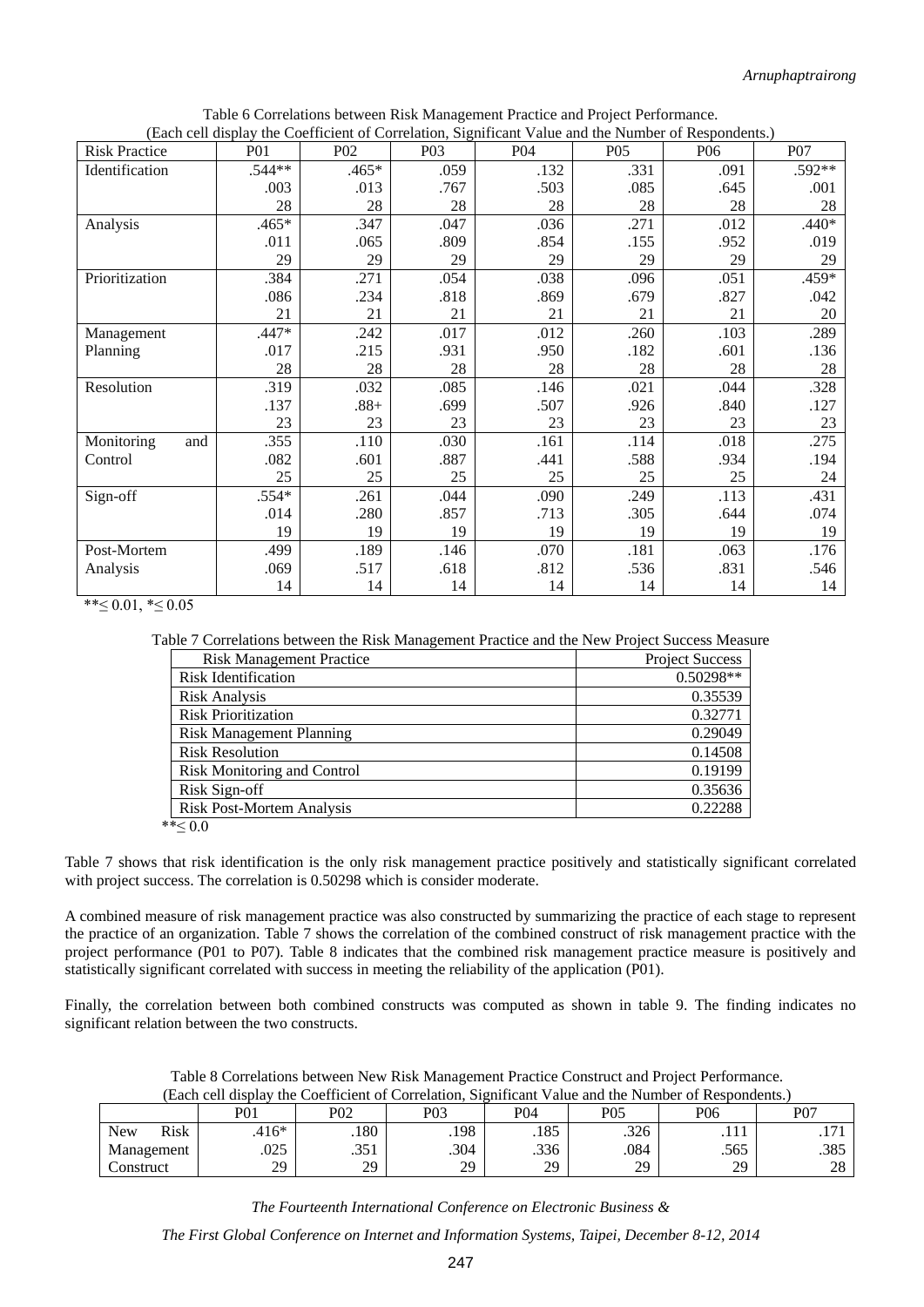Table 6 Correlations between Risk Management Practice and Project Performance.
(Each cell display the Coefficient of Correlation, Significant Value and the Number of Respondents.)

| Risk Practice | P01 | P02 | P03 | P04 | P05 | P06 | P07 |
|---|---|---|---|---|---|---|---|
| Identification | .544** | .465* | .059 | .132 | .331 | .091 | .592** |
| | .003 | .013 | .767 | .503 | .085 | .645 | .001 |
| | 28 | 28 | 28 | 28 | 28 | 28 | 28 |
| Analysis | .465* | .347 | .047 | .036 | .271 | .012 | .440* |
| | .011 | .065 | .809 | .854 | .155 | .952 | .019 |
| | 29 | 29 | 29 | 29 | 29 | 29 | 29 |
| Prioritization | .384 | .271 | .054 | .038 | .096 | .051 | .459* |
| | .086 | .234 | .818 | .869 | .679 | .827 | .042 |
| | 21 | 21 | 21 | 21 | 21 | 21 | 20 |
| Management Planning | .447* | .242 | .017 | .012 | .260 | .103 | .289 |
| | .017 | .215 | .931 | .950 | .182 | .601 | .136 |
| | 28 | 28 | 28 | 28 | 28 | 28 | 28 |
| Resolution | .319 | .032 | .085 | .146 | .021 | .044 | .328 |
| | .137 | .88+ | .699 | .507 | .926 | .840 | .127 |
| | 23 | 23 | 23 | 23 | 23 | 23 | 23 |
| Monitoring and Control | .355 | .110 | .030 | .161 | .114 | .018 | .275 |
| | .082 | .601 | .887 | .441 | .588 | .934 | .194 |
| | 25 | 25 | 25 | 25 | 25 | 25 | 24 |
| Sign-off | .554* | .261 | .044 | .090 | .249 | .113 | .431 |
| | .014 | .280 | .857 | .713 | .305 | .644 | .074 |
| | 19 | 19 | 19 | 19 | 19 | 19 | 19 |
| Post-Mortem Analysis | .499 | .189 | .146 | .070 | .181 | .063 | .176 |
| | .069 | .517 | .618 | .812 | .536 | .831 | .546 |
| | 14 | 14 | 14 | 14 | 14 | 14 | 14 |

**≤ 0.01, *≤ 0.05

Table 7 Correlations between the Risk Management Practice and the New Project Success Measure

| Risk Management Practice | Project Success |
|---|---|
| Risk Identification | 0.50298** |
| Risk Analysis | 0.35539 |
| Risk Prioritization | 0.32771 |
| Risk Management Planning | 0.29049 |
| Risk Resolution | 0.14508 |
| Risk Monitoring and Control | 0.19199 |
| Risk Sign-off | 0.35636 |
| Risk Post-Mortem Analysis | 0.22288 |

**≤ 0.0

Table 7 shows that risk identification is the only risk management practice positively and statistically significant correlated with project success. The correlation is 0.50298 which is consider moderate.

A combined measure of risk management practice was also constructed by summarizing the practice of each stage to represent the practice of an organization. Table 7 shows the correlation of the combined construct of risk management practice with the project performance (P01 to P07). Table 8 indicates that the combined risk management practice measure is positively and statistically significant correlated with success in meeting the reliability of the application (P01).

Finally, the correlation between both combined constructs was computed as shown in table 9. The finding indicates no significant relation between the two constructs.

Table 8 Correlations between New Risk Management Practice Construct and Project Performance.
(Each cell display the Coefficient of Correlation, Significant Value and the Number of Respondents.)

| | P01 | P02 | P03 | P04 | P05 | P06 | P07 |
|---|---|---|---|---|---|---|---|
| New Risk Management Construct | .416* | .180 | .198 | .185 | .326 | .111 | .171 |
| | .025 | .351 | .304 | .336 | .084 | .565 | .385 |
| | 29 | 29 | 29 | 29 | 29 | 29 | 28 |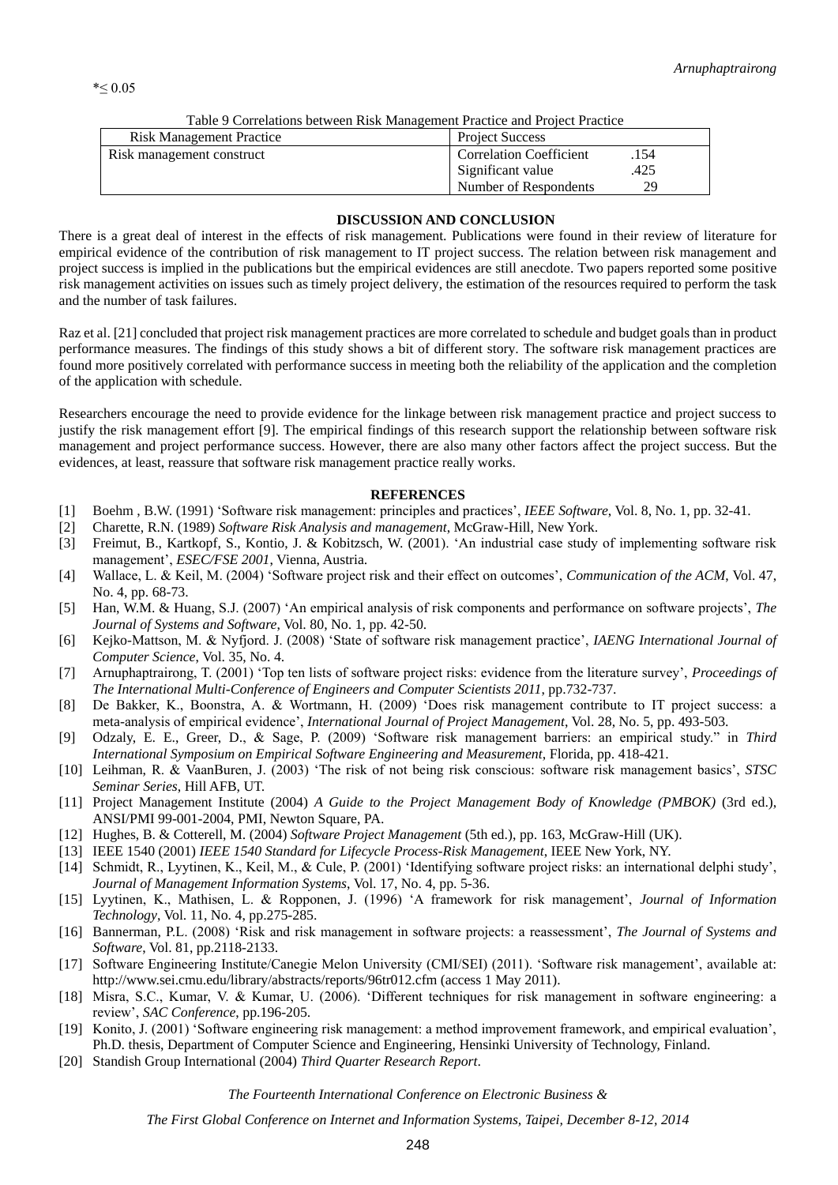*≤ 0.05

Table 9 Correlations between Risk Management Practice and Project Practice

| Risk Management Practice | Project Success | |
|---|---|---|
| Risk management construct | Correlation Coefficient | .154 |
| | Significant value | .425 |
| | Number of Respondents | 29 |

## DISCUSSION AND CONCLUSION

There is a great deal of interest in the effects of risk management. Publications were found in their review of literature for empirical evidence of the contribution of risk management to IT project success. The relation between risk management and project success is implied in the publications but the empirical evidences are still anecdote. Two papers reported some positive risk management activities on issues such as timely project delivery, the estimation of the resources required to perform the task and the number of task failures.

Raz et al. [21] concluded that project risk management practices are more correlated to schedule and budget goals than in product performance measures. The findings of this study shows a bit of different story. The software risk management practices are found more positively correlated with performance success in meeting both the reliability of the application and the completion of the application with schedule.

Researchers encourage the need to provide evidence for the linkage between risk management practice and project success to justify the risk management effort [9]. The empirical findings of this research support the relationship between software risk management and project performance success. However, there are also many other factors affect the project success. But the evidences, at least, reassure that software risk management practice really works.

## REFERENCES

[1] Boehm , B.W. (1991) 'Software risk management: principles and practices', *IEEE Software*, Vol. 8, No. 1, pp. 32-41.

[2] Charette, R.N. (1989) *Software Risk Analysis and management*, McGraw-Hill, New York.

[3] Freimut, B., Kartkopf, S., Kontio, J. & Kobitzsch, W. (2001). 'An industrial case study of implementing software risk management', *ESEC/FSE 2001*, Vienna, Austria.

[4] Wallace, L. & Keil, M. (2004) 'Software project risk and their effect on outcomes', *Communication of the ACM*, Vol. 47, No. 4, pp. 68-73.

[5] Han, W.M. & Huang, S.J. (2007) 'An empirical analysis of risk components and performance on software projects', *The Journal of Systems and Software*, Vol. 80, No. 1, pp. 42-50.

[6] Kejko-Mattson, M. & Nyfjord. J. (2008) 'State of software risk management practice', *IAENG International Journal of Computer Science*, Vol. 35, No. 4.

[7] Arnuphaptrairong, T. (2001) 'Top ten lists of software project risks: evidence from the literature survey', *Proceedings of The International Multi-Conference of Engineers and Computer Scientists 2011*, pp.732-737.

[8] De Bakker, K., Boonstra, A. & Wortmann, H. (2009) 'Does risk management contribute to IT project success: a meta-analysis of empirical evidence', *International Journal of Project Management*, Vol. 28, No. 5, pp. 493-503.

[9] Odzaly, E. E., Greer, D., & Sage, P. (2009) 'Software risk management barriers: an empirical study." in *Third International Symposium on Empirical Software Engineering and Measurement*, Florida, pp. 418-421.

[10] Leihman, R. & VaanBuren, J. (2003) 'The risk of not being risk conscious: software risk management basics', *STSC Seminar Series*, Hill AFB, UT.

[11] Project Management Institute (2004) *A Guide to the Project Management Body of Knowledge (PMBOK)* (3rd ed.), ANSI/PMI 99-001-2004, PMI, Newton Square, PA.

[12] Hughes, B. & Cotterell, M. (2004) *Software Project Management* (5th ed.), pp. 163, McGraw-Hill (UK).

[13] IEEE 1540 (2001) *IEEE 1540 Standard for Lifecycle Process-Risk Management*, IEEE New York, NY.

[14] Schmidt, R., Lyytinen, K., Keil, M., & Cule, P. (2001) 'Identifying software project risks: an international delphi study', *Journal of Management Information Systems*, Vol. 17, No. 4, pp. 5-36.

[15] Lyytinen, K., Mathisen, L. & Ropponen, J. (1996) 'A framework for risk management', *Journal of Information Technology*, Vol. 11, No. 4, pp.275-285.

[16] Bannerman, P.L. (2008) 'Risk and risk management in software projects: a reassessment', *The Journal of Systems and Software*, Vol. 81, pp.2118-2133.

[17] Software Engineering Institute/Canegie Melon University (CMI/SEI) (2011). 'Software risk management', available at: http://www.sei.cmu.edu/library/abstracts/reports/96tr012.cfm (access 1 May 2011).

[18] Misra, S.C., Kumar, V. & Kumar, U. (2006). 'Different techniques for risk management in software engineering: a review', *SAC Conference*, pp.196-205.

[19] Konito, J. (2001) 'Software engineering risk management: a method improvement framework, and empirical evaluation', Ph.D. thesis, Department of Computer Science and Engineering, Hensinki University of Technology, Finland.

[20] Standish Group International (2004) *Third Quarter Research Report*.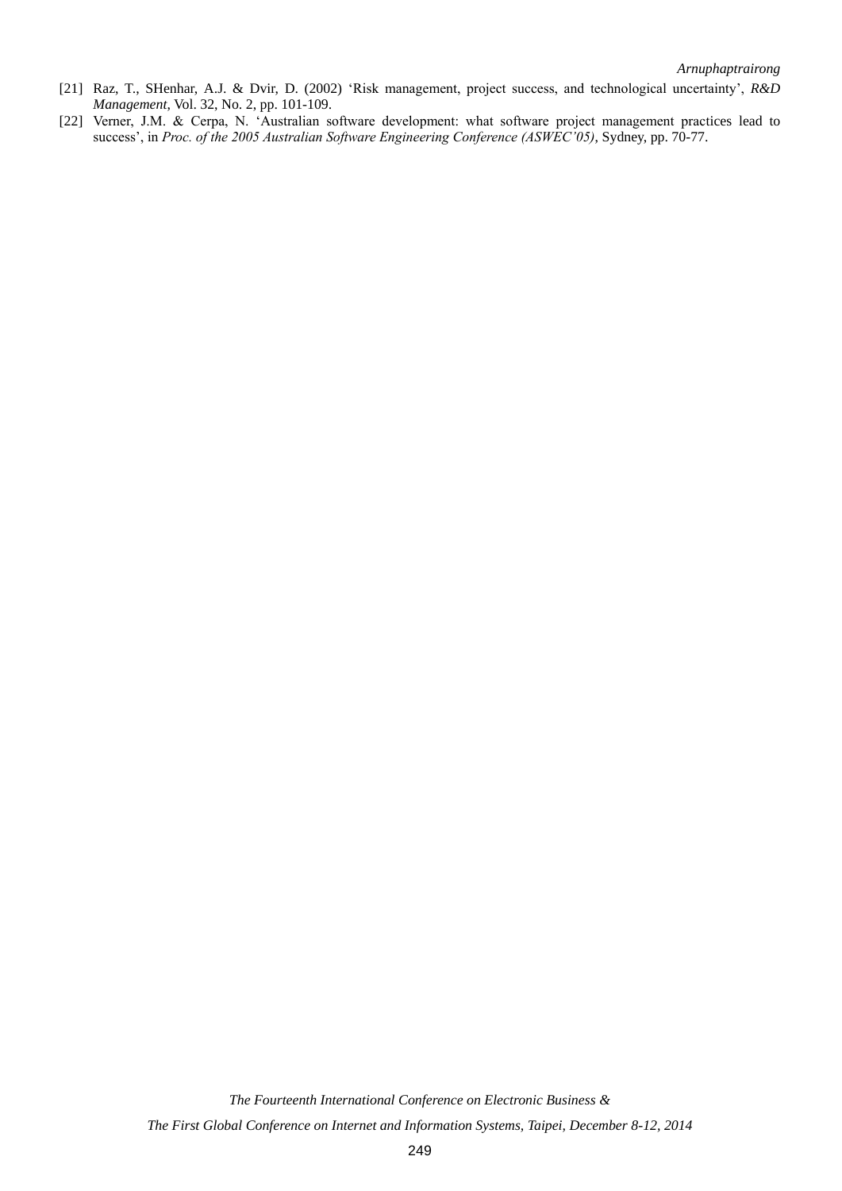[21] Raz, T., SHenhar, A.J. & Dvir, D. (2002) 'Risk management, project success, and technological uncertainty', *R&D Management*, Vol. 32, No. 2, pp. 101-109.

[22] Verner, J.M. & Cerpa, N. 'Australian software development: what software project management practices lead to success', in *Proc. of the 2005 Australian Software Engineering Conference (ASWEC'05)*, Sydney, pp. 70-77.